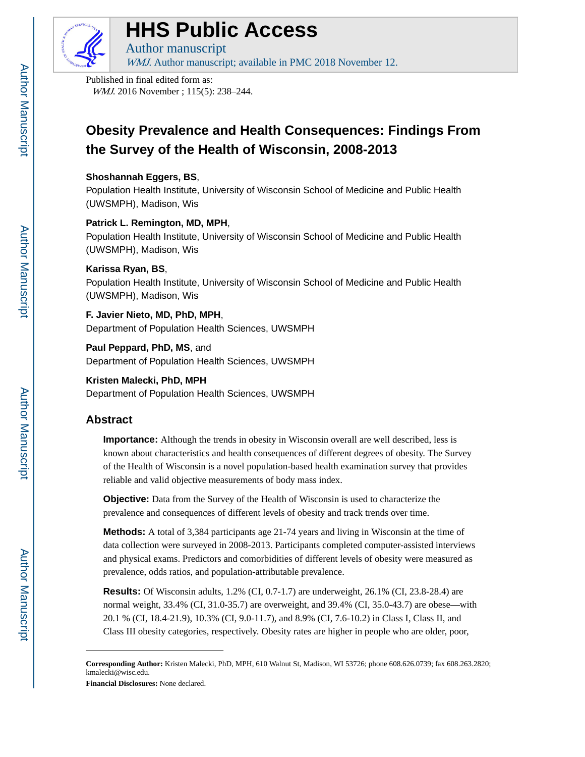# HHS Public Access

Author manuscript

*WMJ.* Author manuscript; available in PMC 2018 November 12.

Published in final edited form as:

*WMJ.* 2016 November ; 115(5): 238–244.

## Obesity Prevalence and Health Consequences: Findings From the Survey of the Health of Wisconsin, 2008-2013

**Shoshannah Eggers, BS**,

Population Health Institute, University of Wisconsin School of Medicine and Public Health (UWSMPH), Madison, Wis

**Patrick L. Remington, MD, MPH**,

Population Health Institute, University of Wisconsin School of Medicine and Public Health (UWSMPH), Madison, Wis

**Karissa Ryan, BS**,

Population Health Institute, University of Wisconsin School of Medicine and Public Health (UWSMPH), Madison, Wis

**F. Javier Nieto, MD, PhD, MPH**,

Department of Population Health Sciences, UWSMPH

**Paul Peppard, PhD, MS**, and

Department of Population Health Sciences, UWSMPH

**Kristen Malecki, PhD, MPH**

Department of Population Health Sciences, UWSMPH

## Abstract

**Importance:** Although the trends in obesity in Wisconsin overall are well described, less is known about characteristics and health consequences of different degrees of obesity. The Survey of the Health of Wisconsin is a novel population-based health examination survey that provides reliable and valid objective measurements of body mass index.

**Objective:** Data from the Survey of the Health of Wisconsin is used to characterize the prevalence and consequences of different levels of obesity and track trends over time.

**Methods:** A total of 3,384 participants age 21-74 years and living in Wisconsin at the time of data collection were surveyed in 2008-2013. Participants completed computer-assisted interviews and physical exams. Predictors and comorbidities of different levels of obesity were measured as prevalence, odds ratios, and population-attributable prevalence.

**Results:** Of Wisconsin adults, 1.2% (CI, 0.7-1.7) are underweight, 26.1% (CI, 23.8-28.4) are normal weight, 33.4% (CI, 31.0-35.7) are overweight, and 39.4% (CI, 35.0-43.7) are obese—with 20.1 % (CI, 18.4-21.9), 10.3% (CI, 9.0-11.7), and 8.9% (CI, 7.6-10.2) in Class I, Class II, and Class III obesity categories, respectively. Obesity rates are higher in people who are older, poor,

---

**Corresponding Author:** Kristen Malecki, PhD, MPH, 610 Walnut St, Madison, WI 53726; phone 608.626.0739; fax 608.263.2820; kmalecki@wisc.edu.

**Financial Disclosures:** None declared.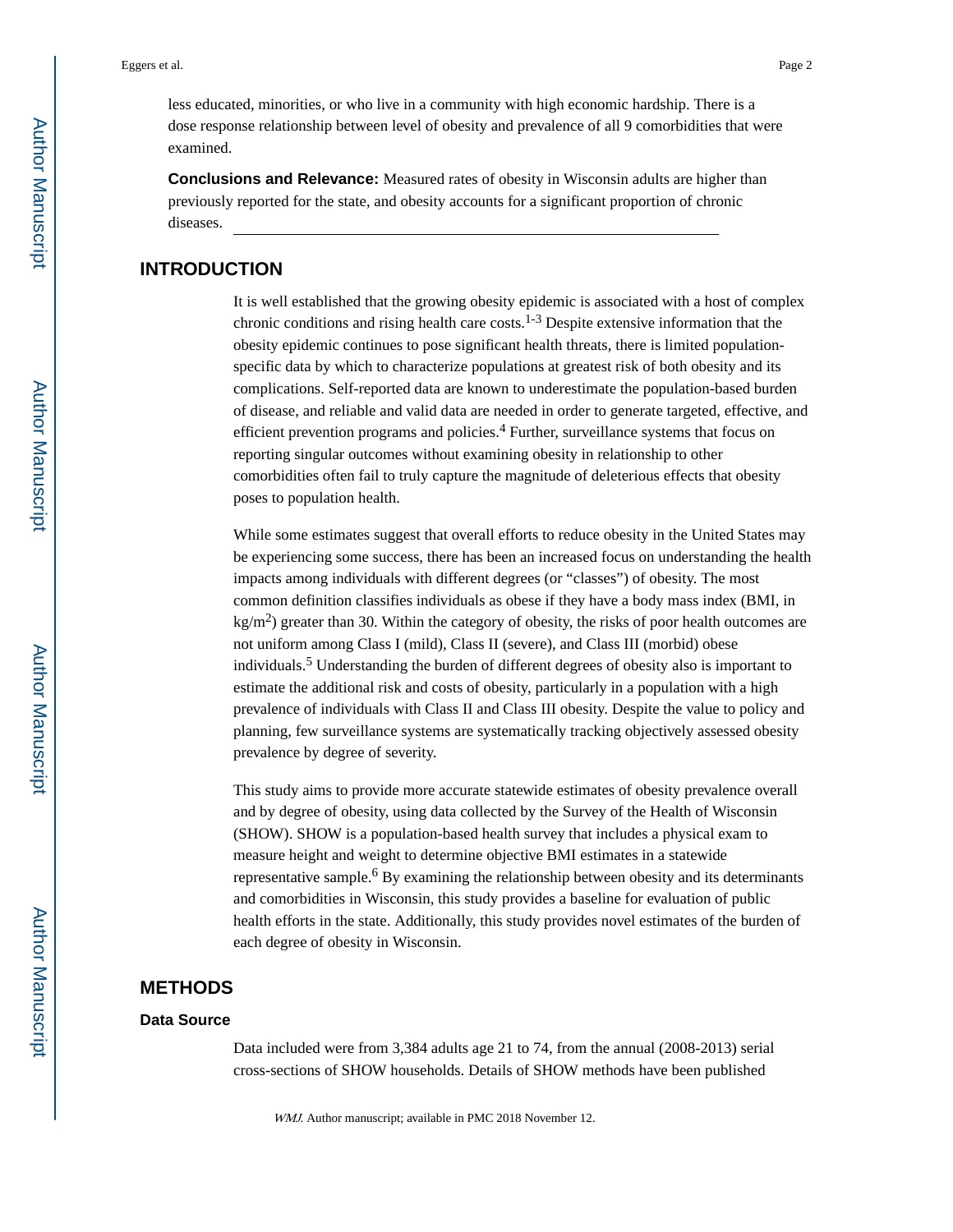less educated, minorities, or who live in a community with high economic hardship. There is a dose response relationship between level of obesity and prevalence of all 9 comorbidities that were examined.

**Conclusions and Relevance:** Measured rates of obesity in Wisconsin adults are higher than previously reported for the state, and obesity accounts for a significant proportion of chronic diseases.

## INTRODUCTION

It is well established that the growing obesity epidemic is associated with a host of complex chronic conditions and rising health care costs.[1-3] Despite extensive information that the obesity epidemic continues to pose significant health threats, there is limited population-specific data by which to characterize populations at greatest risk of both obesity and its complications. Self-reported data are known to underestimate the population-based burden of disease, and reliable and valid data are needed in order to generate targeted, effective, and efficient prevention programs and policies.[4] Further, surveillance systems that focus on reporting singular outcomes without examining obesity in relationship to other comorbidities often fail to truly capture the magnitude of deleterious effects that obesity poses to population health.

While some estimates suggest that overall efforts to reduce obesity in the United States may be experiencing some success, there has been an increased focus on understanding the health impacts among individuals with different degrees (or "classes") of obesity. The most common definition classifies individuals as obese if they have a body mass index (BMI, in kg/m$^2$) greater than 30. Within the category of obesity, the risks of poor health outcomes are not uniform among Class I (mild), Class II (severe), and Class III (morbid) obese individuals.[5] Understanding the burden of different degrees of obesity also is important to estimate the additional risk and costs of obesity, particularly in a population with a high prevalence of individuals with Class II and Class III obesity. Despite the value to policy and planning, few surveillance systems are systematically tracking objectively assessed obesity prevalence by degree of severity.

This study aims to provide more accurate statewide estimates of obesity prevalence overall and by degree of obesity, using data collected by the Survey of the Health of Wisconsin (SHOW). SHOW is a population-based health survey that includes a physical exam to measure height and weight to determine objective BMI estimates in a statewide representative sample.[6] By examining the relationship between obesity and its determinants and comorbidities in Wisconsin, this study provides a baseline for evaluation of public health efforts in the state. Additionally, this study provides novel estimates of the burden of each degree of obesity in Wisconsin.

## METHODS

### Data Source

Data included were from 3,384 adults age 21 to 74, from the annual (2008-2013) serial cross-sections of SHOW households. Details of SHOW methods have been published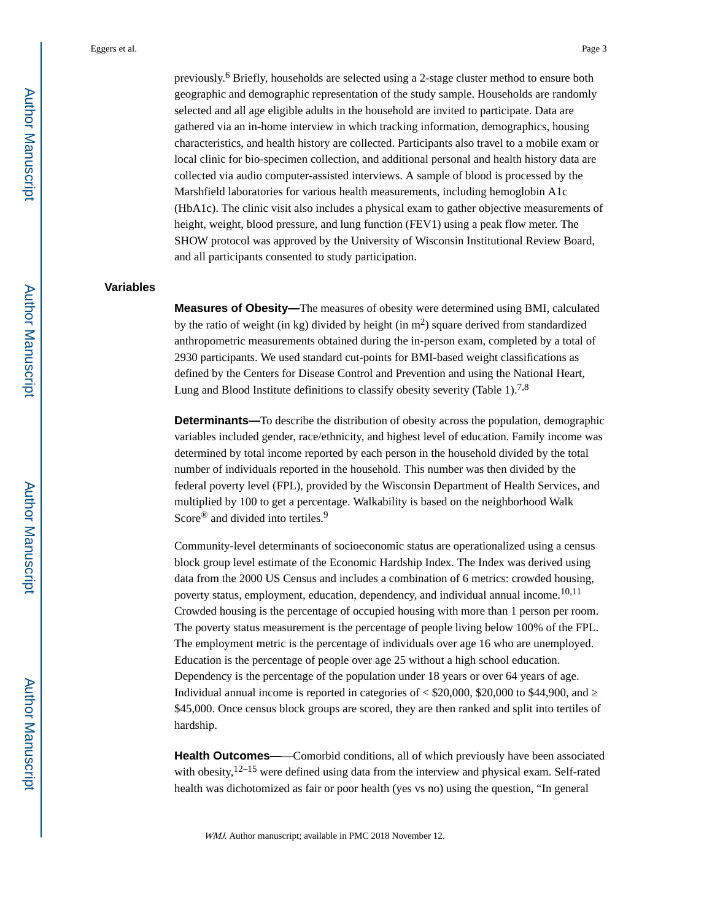previously.[6] Briefly, households are selected using a 2-stage cluster method to ensure both geographic and demographic representation of the study sample. Households are randomly selected and all age eligible adults in the household are invited to participate. Data are gathered via an in-home interview in which tracking information, demographics, housing characteristics, and health history are collected. Participants also travel to a mobile exam or local clinic for bio-specimen collection, and additional personal and health history data are collected via audio computer-assisted interviews. A sample of blood is processed by the Marshfield laboratories for various health measurements, including hemoglobin A1c (HbA1c). The clinic visit also includes a physical exam to gather objective measurements of height, weight, blood pressure, and lung function (FEV1) using a peak flow meter. The SHOW protocol was approved by the University of Wisconsin Institutional Review Board, and all participants consented to study participation.

## Variables

**Measures of Obesity—**The measures of obesity were determined using BMI, calculated by the ratio of weight (in kg) divided by height (in $m^2$) square derived from standardized anthropometric measurements obtained during the in-person exam, completed by a total of 2930 participants. We used standard cut-points for BMI-based weight classifications as defined by the Centers for Disease Control and Prevention and using the National Heart, Lung and Blood Institute definitions to classify obesity severity (Table 1).[7,8]

**Determinants—**To describe the distribution of obesity across the population, demographic variables included gender, race/ethnicity, and highest level of education. Family income was determined by total income reported by each person in the household divided by the total number of individuals reported in the household. This number was then divided by the federal poverty level (FPL), provided by the Wisconsin Department of Health Services, and multiplied by 100 to get a percentage. Walkability is based on the neighborhood Walk Score® and divided into tertiles.[9]

Community-level determinants of socioeconomic status are operationalized using a census block group level estimate of the Economic Hardship Index. The Index was derived using data from the 2000 US Census and includes a combination of 6 metrics: crowded housing, poverty status, employment, education, dependency, and individual annual income.[10,11] Crowded housing is the percentage of occupied housing with more than 1 person per room. The poverty status measurement is the percentage of people living below 100% of the FPL. The employment metric is the percentage of individuals over age 16 who are unemployed. Education is the percentage of people over age 25 without a high school education. Dependency is the percentage of the population under 18 years or over 64 years of age. Individual annual income is reported in categories of < $20,000, $20,000 to $44,900, and ≥ $45,000. Once census block groups are scored, they are then ranked and split into tertiles of hardship.

**Health Outcomes—**—Comorbid conditions, all of which previously have been associated with obesity,[12–15] were defined using data from the interview and physical exam. Self-rated health was dichotomized as fair or poor health (yes vs no) using the question, "In general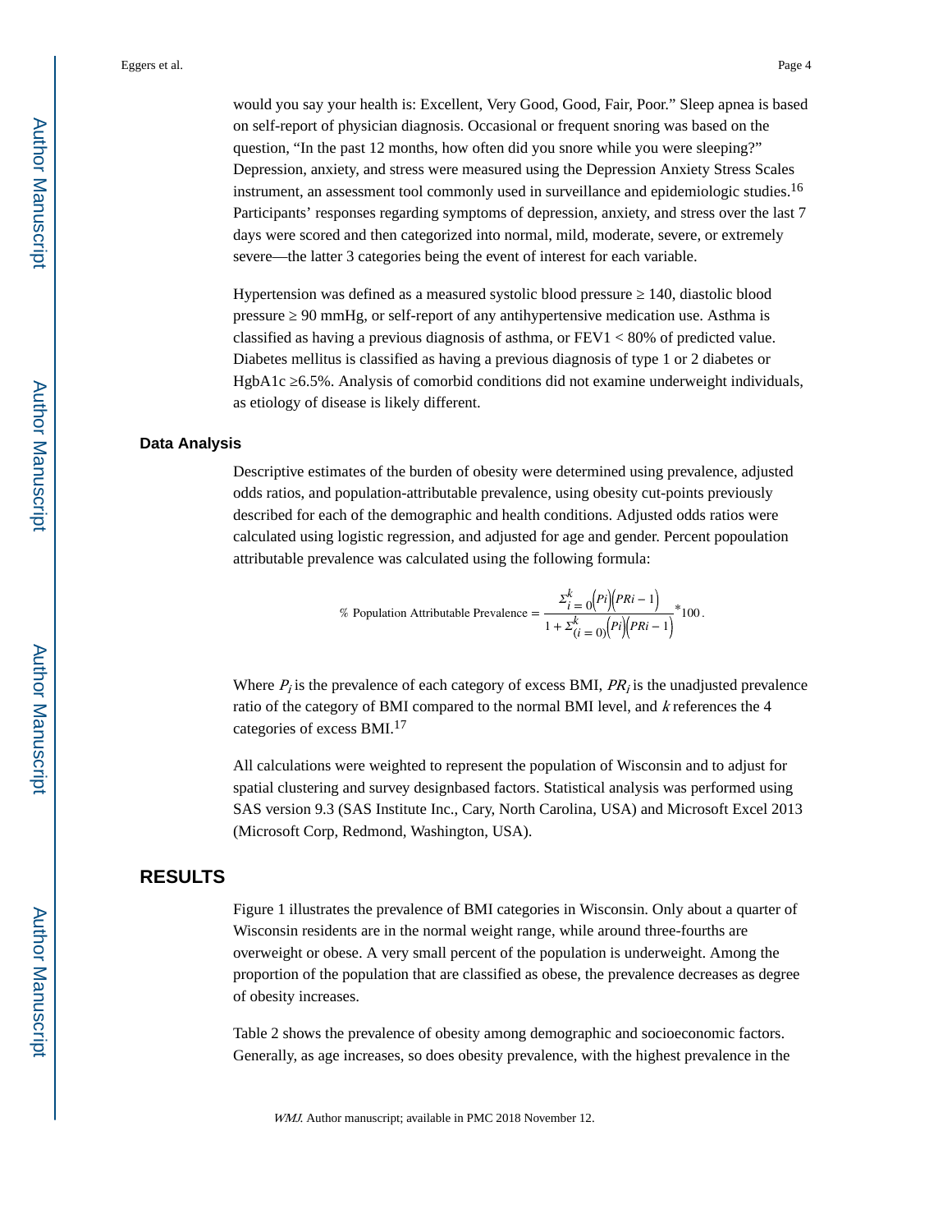would you say your health is: Excellent, Very Good, Good, Fair, Poor." Sleep apnea is based on self-report of physician diagnosis. Occasional or frequent snoring was based on the question, "In the past 12 months, how often did you snore while you were sleeping?" Depression, anxiety, and stress were measured using the Depression Anxiety Stress Scales instrument, an assessment tool commonly used in surveillance and epidemiologic studies.[16] Participants' responses regarding symptoms of depression, anxiety, and stress over the last 7 days were scored and then categorized into normal, mild, moderate, severe, or extremely severe—the latter 3 categories being the event of interest for each variable.

Hypertension was defined as a measured systolic blood pressure ≥ 140, diastolic blood pressure ≥ 90 mmHg, or self-report of any antihypertensive medication use. Asthma is classified as having a previous diagnosis of asthma, or FEV1 < 80% of predicted value. Diabetes mellitus is classified as having a previous diagnosis of type 1 or 2 diabetes or HgbA1c ≥6.5%. Analysis of comorbid conditions did not examine underweight individuals, as etiology of disease is likely different.

### Data Analysis

Descriptive estimates of the burden of obesity were determined using prevalence, adjusted odds ratios, and population-attributable prevalence, using obesity cut-points previously described for each of the demographic and health conditions. Adjusted odds ratios were calculated using logistic regression, and adjusted for age and gender. Percent popoulation attributable prevalence was calculated using the following formula:

$$\% \text{ Population Attributable Prevalence} = \frac{\Sigma_{i=0}^{k}\left(Pi\right)\left(PRi - 1\right)}{1 + \Sigma_{(i=0)}^{k}\left(Pi\right)\left(PRi - 1\right)} * 100 .$$

Where $P_i$ is the prevalence of each category of excess BMI, $PR_i$ is the unadjusted prevalence ratio of the category of BMI compared to the normal BMI level, and $k$ references the 4 categories of excess BMI.[17]

All calculations were weighted to represent the population of Wisconsin and to adjust for spatial clustering and survey designbased factors. Statistical analysis was performed using SAS version 9.3 (SAS Institute Inc., Cary, North Carolina, USA) and Microsoft Excel 2013 (Microsoft Corp, Redmond, Washington, USA).

## RESULTS

Figure 1 illustrates the prevalence of BMI categories in Wisconsin. Only about a quarter of Wisconsin residents are in the normal weight range, while around three-fourths are overweight or obese. A very small percent of the population is underweight. Among the proportion of the population that are classified as obese, the prevalence decreases as degree of obesity increases.

Table 2 shows the prevalence of obesity among demographic and socioeconomic factors. Generally, as age increases, so does obesity prevalence, with the highest prevalence in the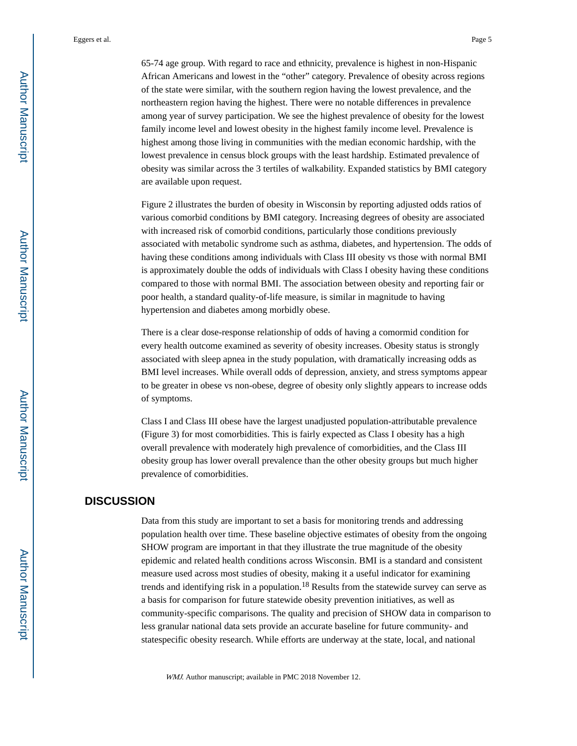65-74 age group. With regard to race and ethnicity, prevalence is highest in non-Hispanic African Americans and lowest in the "other" category. Prevalence of obesity across regions of the state were similar, with the southern region having the lowest prevalence, and the northeastern region having the highest. There were no notable differences in prevalence among year of survey participation. We see the highest prevalence of obesity for the lowest family income level and lowest obesity in the highest family income level. Prevalence is highest among those living in communities with the median economic hardship, with the lowest prevalence in census block groups with the least hardship. Estimated prevalence of obesity was similar across the 3 tertiles of walkability. Expanded statistics by BMI category are available upon request.

Figure 2 illustrates the burden of obesity in Wisconsin by reporting adjusted odds ratios of various comorbid conditions by BMI category. Increasing degrees of obesity are associated with increased risk of comorbid conditions, particularly those conditions previously associated with metabolic syndrome such as asthma, diabetes, and hypertension. The odds of having these conditions among individuals with Class III obesity vs those with normal BMI is approximately double the odds of individuals with Class I obesity having these conditions compared to those with normal BMI. The association between obesity and reporting fair or poor health, a standard quality-of-life measure, is similar in magnitude to having hypertension and diabetes among morbidly obese.

There is a clear dose-response relationship of odds of having a comormid condition for every health outcome examined as severity of obesity increases. Obesity status is strongly associated with sleep apnea in the study population, with dramatically increasing odds as BMI level increases. While overall odds of depression, anxiety, and stress symptoms appear to be greater in obese vs non-obese, degree of obesity only slightly appears to increase odds of symptoms.

Class I and Class III obese have the largest unadjusted population-attributable prevalence (Figure 3) for most comorbidities. This is fairly expected as Class I obesity has a high overall prevalence with moderately high prevalence of comorbidities, and the Class III obesity group has lower overall prevalence than the other obesity groups but much higher prevalence of comorbidities.

## DISCUSSION

Data from this study are important to set a basis for monitoring trends and addressing population health over time. These baseline objective estimates of obesity from the ongoing SHOW program are important in that they illustrate the true magnitude of the obesity epidemic and related health conditions across Wisconsin. BMI is a standard and consistent measure used across most studies of obesity, making it a useful indicator for examining trends and identifying risk in a population.[18] Results from the statewide survey can serve as a basis for comparison for future statewide obesity prevention initiatives, as well as community-specific comparisons. The quality and precision of SHOW data in comparison to less granular national data sets provide an accurate baseline for future community- and statespecific obesity research. While efforts are underway at the state, local, and national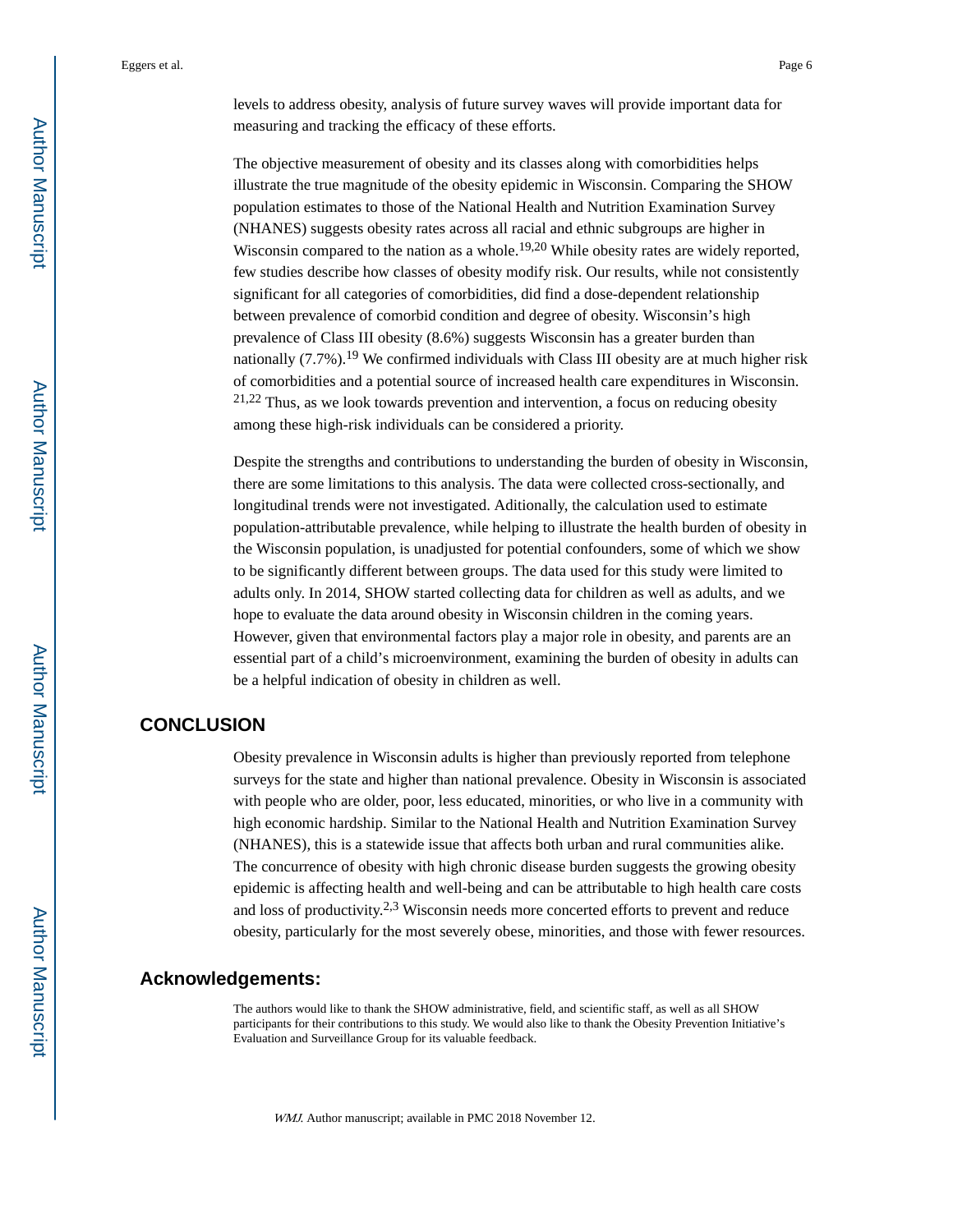levels to address obesity, analysis of future survey waves will provide important data for measuring and tracking the efficacy of these efforts.

The objective measurement of obesity and its classes along with comorbidities helps illustrate the true magnitude of the obesity epidemic in Wisconsin. Comparing the SHOW population estimates to those of the National Health and Nutrition Examination Survey (NHANES) suggests obesity rates across all racial and ethnic subgroups are higher in Wisconsin compared to the nation as a whole.[19,20] While obesity rates are widely reported, few studies describe how classes of obesity modify risk. Our results, while not consistently significant for all categories of comorbidities, did find a dose-dependent relationship between prevalence of comorbid condition and degree of obesity. Wisconsin's high prevalence of Class III obesity (8.6%) suggests Wisconsin has a greater burden than nationally (7.7%).[19] We confirmed individuals with Class III obesity are at much higher risk of comorbidities and a potential source of increased health care expenditures in Wisconsin.[21,22] Thus, as we look towards prevention and intervention, a focus on reducing obesity among these high-risk individuals can be considered a priority.

Despite the strengths and contributions to understanding the burden of obesity in Wisconsin, there are some limitations to this analysis. The data were collected cross-sectionally, and longitudinal trends were not investigated. Aditionally, the calculation used to estimate population-attributable prevalence, while helping to illustrate the health burden of obesity in the Wisconsin population, is unadjusted for potential confounders, some of which we show to be significantly different between groups. The data used for this study were limited to adults only. In 2014, SHOW started collecting data for children as well as adults, and we hope to evaluate the data around obesity in Wisconsin children in the coming years. However, given that environmental factors play a major role in obesity, and parents are an essential part of a child's microenvironment, examining the burden of obesity in adults can be a helpful indication of obesity in children as well.

## CONCLUSION

Obesity prevalence in Wisconsin adults is higher than previously reported from telephone surveys for the state and higher than national prevalence. Obesity in Wisconsin is associated with people who are older, poor, less educated, minorities, or who live in a community with high economic hardship. Similar to the National Health and Nutrition Examination Survey (NHANES), this is a statewide issue that affects both urban and rural communities alike. The concurrence of obesity with high chronic disease burden suggests the growing obesity epidemic is affecting health and well-being and can be attributable to high health care costs and loss of productivity.[2,3] Wisconsin needs more concerted efforts to prevent and reduce obesity, particularly for the most severely obese, minorities, and those with fewer resources.

## Acknowledgements:

The authors would like to thank the SHOW administrative, field, and scientific staff, as well as all SHOW participants for their contributions to this study. We would also like to thank the Obesity Prevention Initiative's Evaluation and Surveillance Group for its valuable feedback.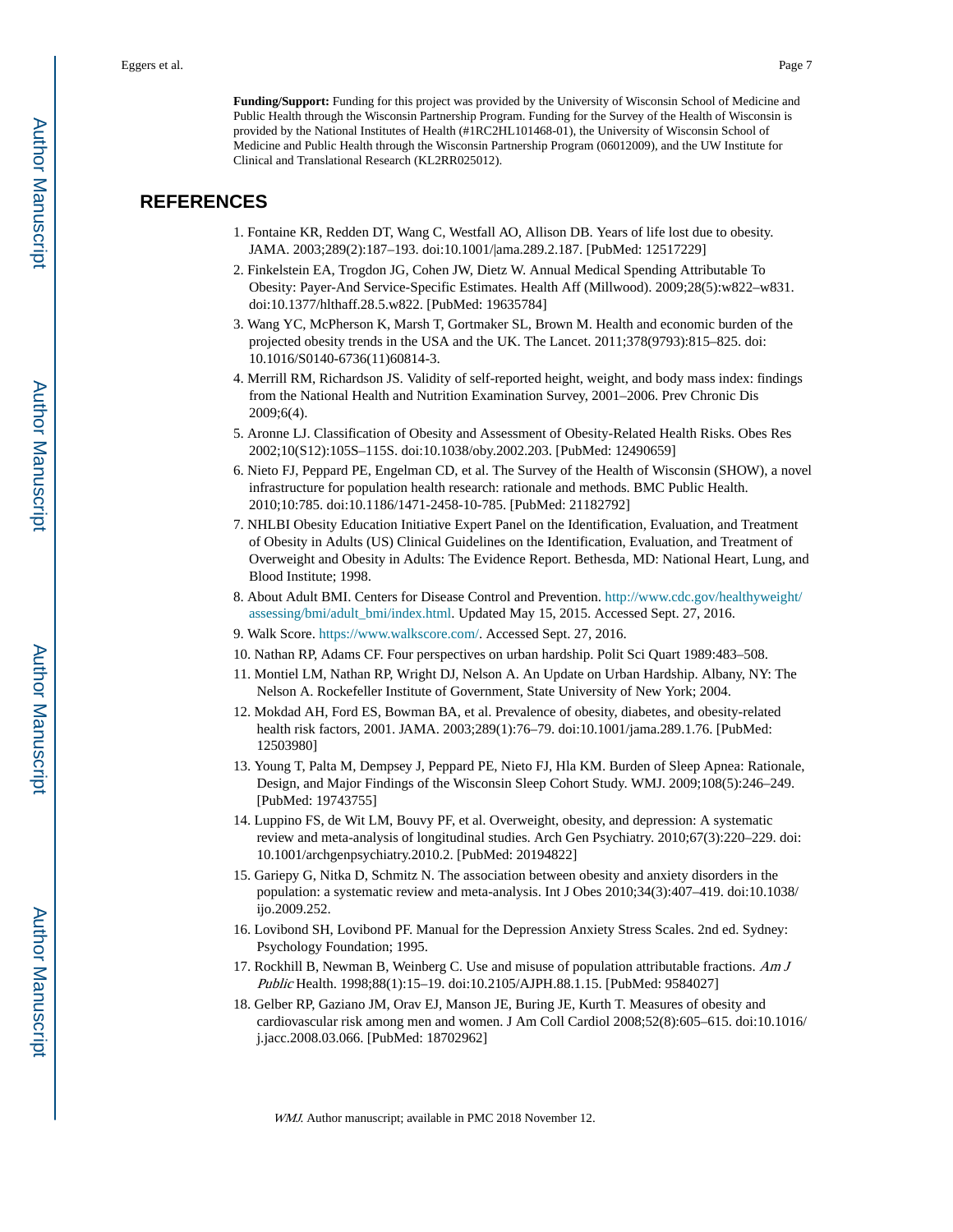**Funding/Support:** Funding for this project was provided by the University of Wisconsin School of Medicine and Public Health through the Wisconsin Partnership Program. Funding for the Survey of the Health of Wisconsin is provided by the National Institutes of Health (#1RC2HL101468-01), the University of Wisconsin School of Medicine and Public Health through the Wisconsin Partnership Program (06012009), and the UW Institute for Clinical and Translational Research (KL2RR025012).

## REFERENCES

1. Fontaine KR, Redden DT, Wang C, Westfall AO, Allison DB. Years of life lost due to obesity. JAMA. 2003;289(2):187–193. doi:10.1001/|ama.289.2.187. [PubMed: 12517229]
2. Finkelstein EA, Trogdon JG, Cohen JW, Dietz W. Annual Medical Spending Attributable To Obesity: Payer-And Service-Specific Estimates. Health Aff (Millwood). 2009;28(5):w822–w831. doi:10.1377/hlthaff.28.5.w822. [PubMed: 19635784]
3. Wang YC, McPherson K, Marsh T, Gortmaker SL, Brown M. Health and economic burden of the projected obesity trends in the USA and the UK. The Lancet. 2011;378(9793):815–825. doi: 10.1016/S0140-6736(11)60814-3.
4. Merrill RM, Richardson JS. Validity of self-reported height, weight, and body mass index: findings from the National Health and Nutrition Examination Survey, 2001–2006. Prev Chronic Dis 2009;6(4).
5. Aronne LJ. Classification of Obesity and Assessment of Obesity-Related Health Risks. Obes Res 2002;10(S12):105S–115S. doi:10.1038/oby.2002.203. [PubMed: 12490659]
6. Nieto FJ, Peppard PE, Engelman CD, et al. The Survey of the Health of Wisconsin (SHOW), a novel infrastructure for population health research: rationale and methods. BMC Public Health. 2010;10:785. doi:10.1186/1471-2458-10-785. [PubMed: 21182792]
7. NHLBI Obesity Education Initiative Expert Panel on the Identification, Evaluation, and Treatment of Obesity in Adults (US) Clinical Guidelines on the Identification, Evaluation, and Treatment of Overweight and Obesity in Adults: The Evidence Report. Bethesda, MD: National Heart, Lung, and Blood Institute; 1998.
8. About Adult BMI. Centers for Disease Control and Prevention. http://www.cdc.gov/healthyweight/assessing/bmi/adult_bmi/index.html. Updated May 15, 2015. Accessed Sept. 27, 2016.
9. Walk Score. https://www.walkscore.com/. Accessed Sept. 27, 2016.
10. Nathan RP, Adams CF. Four perspectives on urban hardship. Polit Sci Quart 1989:483–508.
11. Montiel LM, Nathan RP, Wright DJ, Nelson A. An Update on Urban Hardship. Albany, NY: The Nelson A. Rockefeller Institute of Government, State University of New York; 2004.
12. Mokdad AH, Ford ES, Bowman BA, et al. Prevalence of obesity, diabetes, and obesity-related health risk factors, 2001. JAMA. 2003;289(1):76–79. doi:10.1001/jama.289.1.76. [PubMed: 12503980]
13. Young T, Palta M, Dempsey J, Peppard PE, Nieto FJ, Hla KM. Burden of Sleep Apnea: Rationale, Design, and Major Findings of the Wisconsin Sleep Cohort Study. WMJ. 2009;108(5):246–249. [PubMed: 19743755]
14. Luppino FS, de Wit LM, Bouvy PF, et al. Overweight, obesity, and depression: A systematic review and meta-analysis of longitudinal studies. Arch Gen Psychiatry. 2010;67(3):220–229. doi: 10.1001/archgenpsychiatry.2010.2. [PubMed: 20194822]
15. Gariepy G, Nitka D, Schmitz N. The association between obesity and anxiety disorders in the population: a systematic review and meta-analysis. Int J Obes 2010;34(3):407–419. doi:10.1038/ijo.2009.252.
16. Lovibond SH, Lovibond PF. Manual for the Depression Anxiety Stress Scales. 2nd ed. Sydney: Psychology Foundation; 1995.
17. Rockhill B, Newman B, Weinberg C. Use and misuse of population attributable fractions. *Am J Public* Health. 1998;88(1):15–19. doi:10.2105/AJPH.88.1.15. [PubMed: 9584027]
18. Gelber RP, Gaziano JM, Orav EJ, Manson JE, Buring JE, Kurth T. Measures of obesity and cardiovascular risk among men and women. J Am Coll Cardiol 2008;52(8):605–615. doi:10.1016/j.jacc.2008.03.066. [PubMed: 18702962]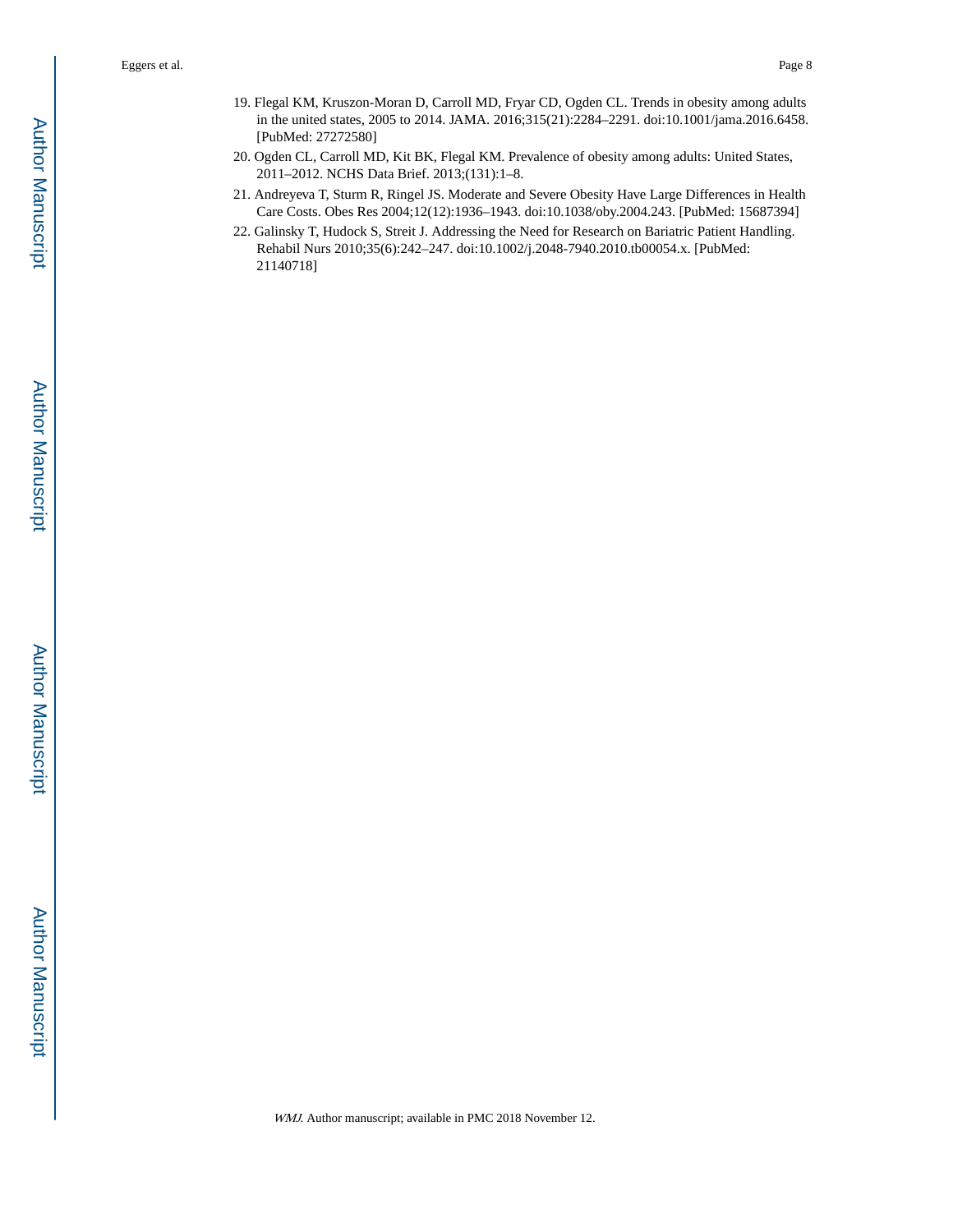19. Flegal KM, Kruszon-Moran D, Carroll MD, Fryar CD, Ogden CL. Trends in obesity among adults in the united states, 2005 to 2014. JAMA. 2016;315(21):2284–2291. doi:10.1001/jama.2016.6458. [PubMed: 27272580]
20. Ogden CL, Carroll MD, Kit BK, Flegal KM. Prevalence of obesity among adults: United States, 2011–2012. NCHS Data Brief. 2013;(131):1–8.
21. Andreyeva T, Sturm R, Ringel JS. Moderate and Severe Obesity Have Large Differences in Health Care Costs. Obes Res 2004;12(12):1936–1943. doi:10.1038/oby.2004.243. [PubMed: 15687394]
22. Galinsky T, Hudock S, Streit J. Addressing the Need for Research on Bariatric Patient Handling. Rehabil Nurs 2010;35(6):242–247. doi:10.1002/j.2048-7940.2010.tb00054.x. [PubMed: 21140718]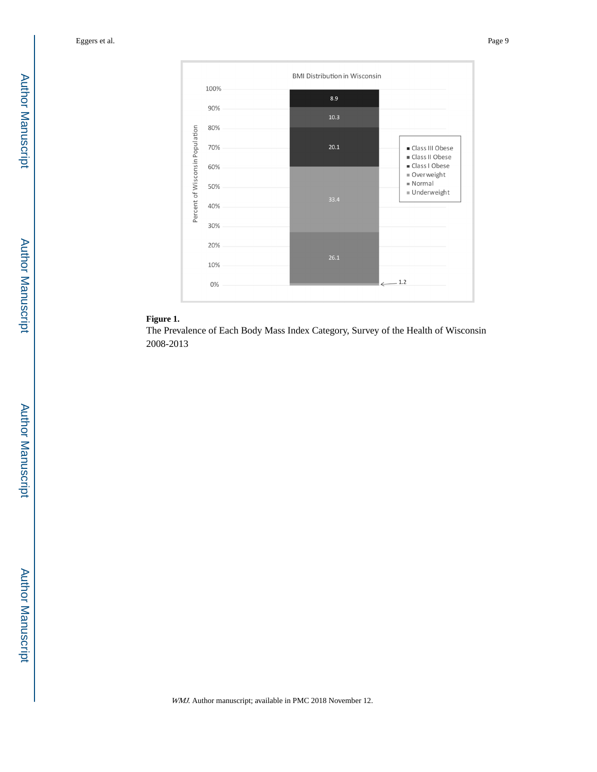**Figure 1.**

The Prevalence of Each Body Mass Index Category, Survey of the Health of Wisconsin 2008-2013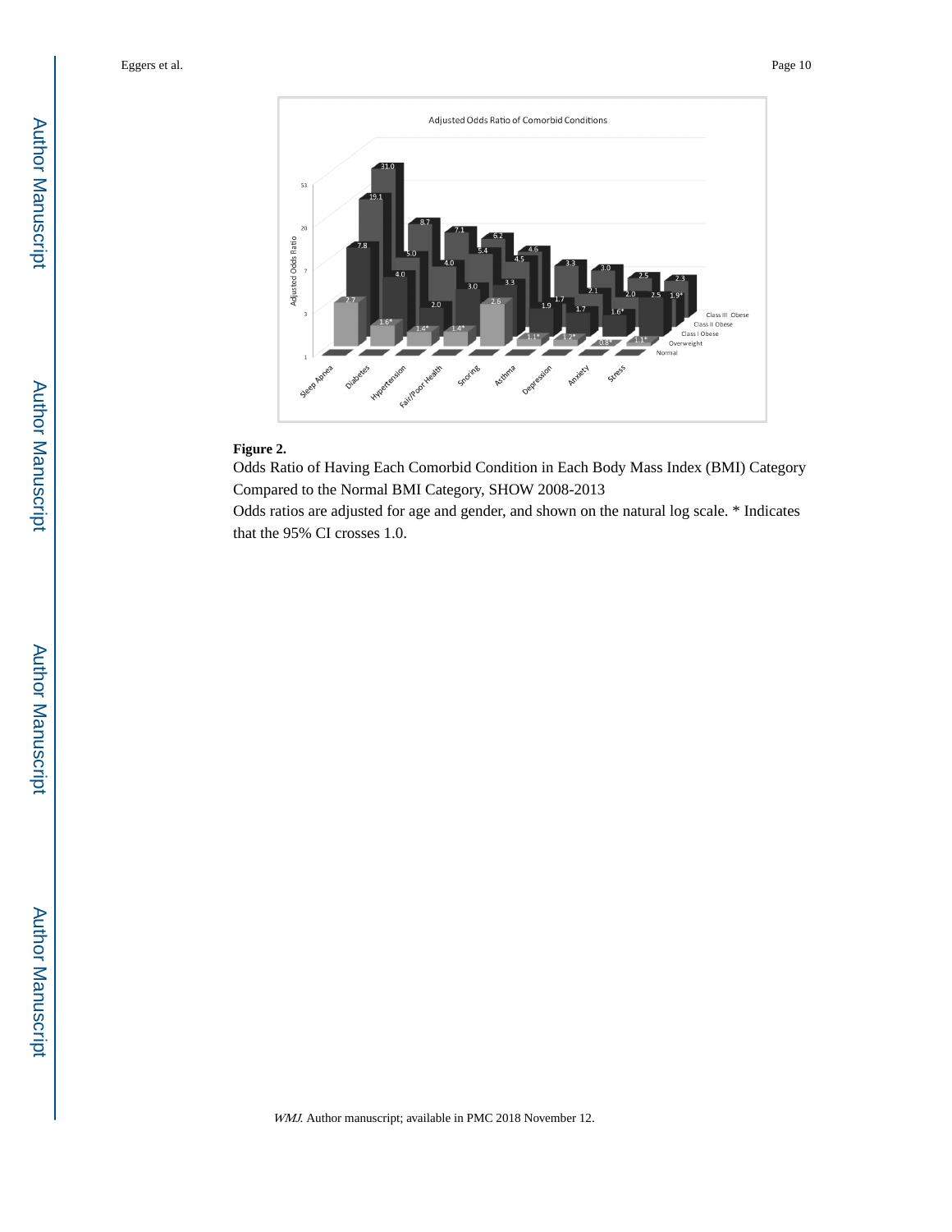**Figure 2.**

Odds Ratio of Having Each Comorbid Condition in Each Body Mass Index (BMI) Category Compared to the Normal BMI Category, SHOW 2008-2013

Odds ratios are adjusted for age and gender, and shown on the natural log scale. * Indicates that the 95% CI crosses 1.0.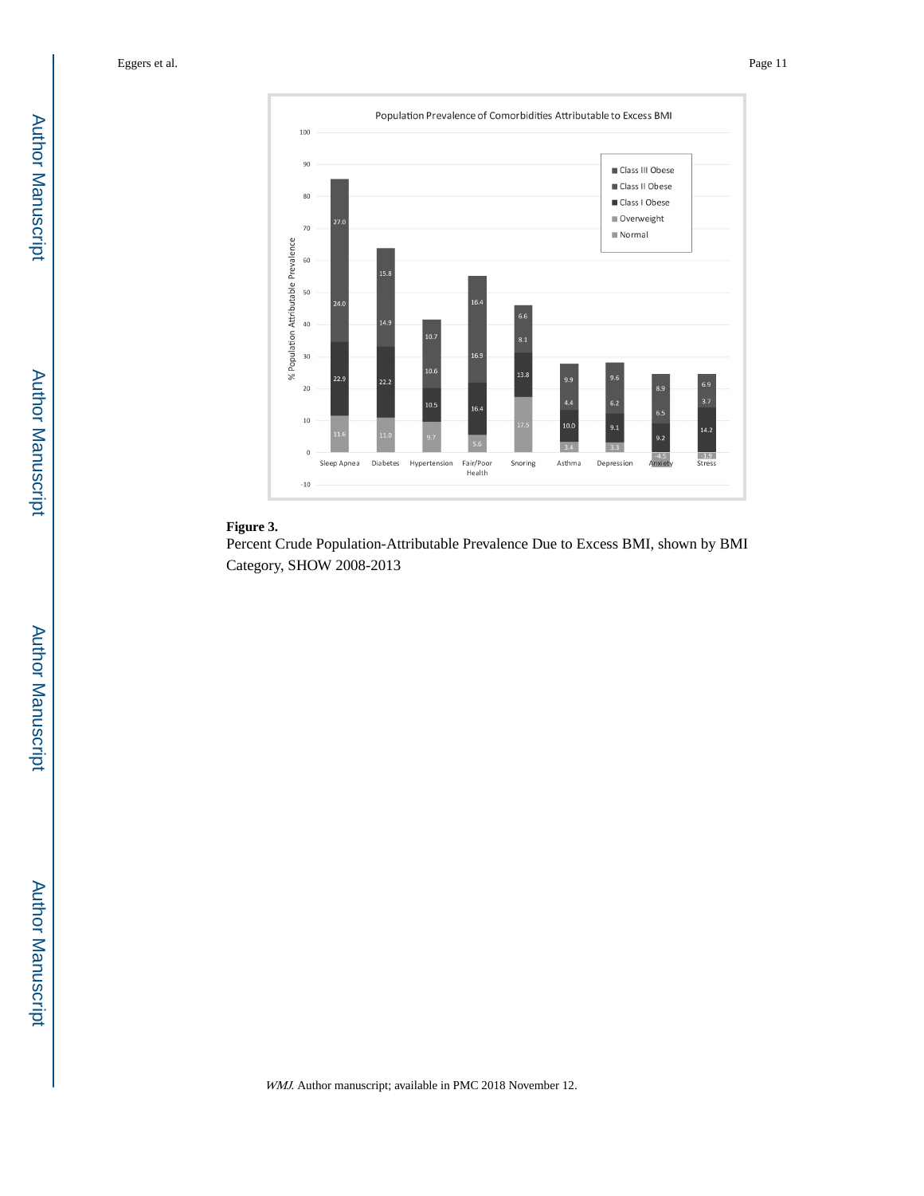**Figure 3.**

Percent Crude Population-Attributable Prevalence Due to Excess BMI, shown by BMI Category, SHOW 2008-2013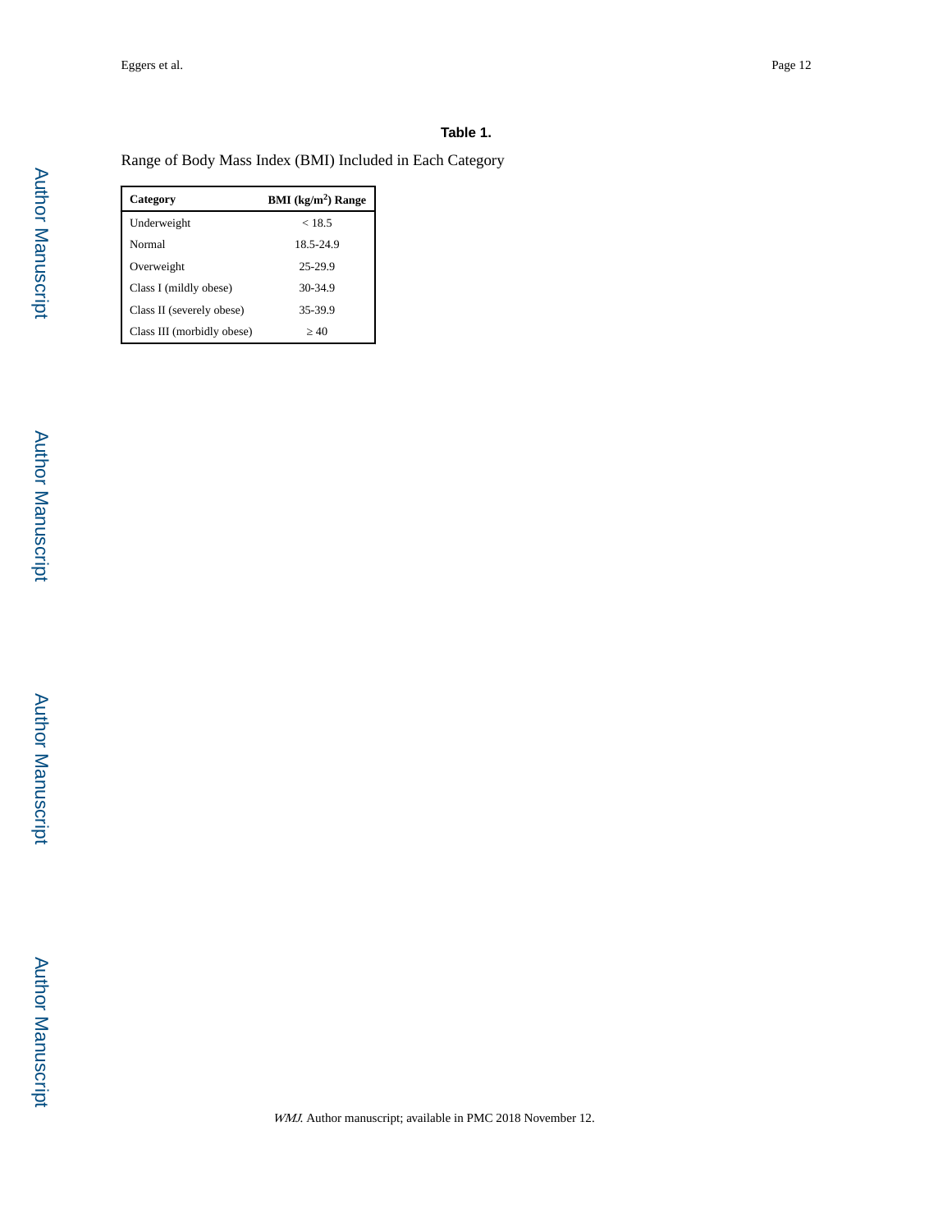**Table 1.**

Range of Body Mass Index (BMI) Included in Each Category

| Category | BMI ($kg/m^2$) Range |
|---|---|
| Underweight | < 18.5 |
| Normal | 18.5-24.9 |
| Overweight | 25-29.9 |
| Class I (mildly obese) | 30-34.9 |
| Class II (severely obese) | 35-39.9 |
| Class III (morbidly obese) | ≥ 40 |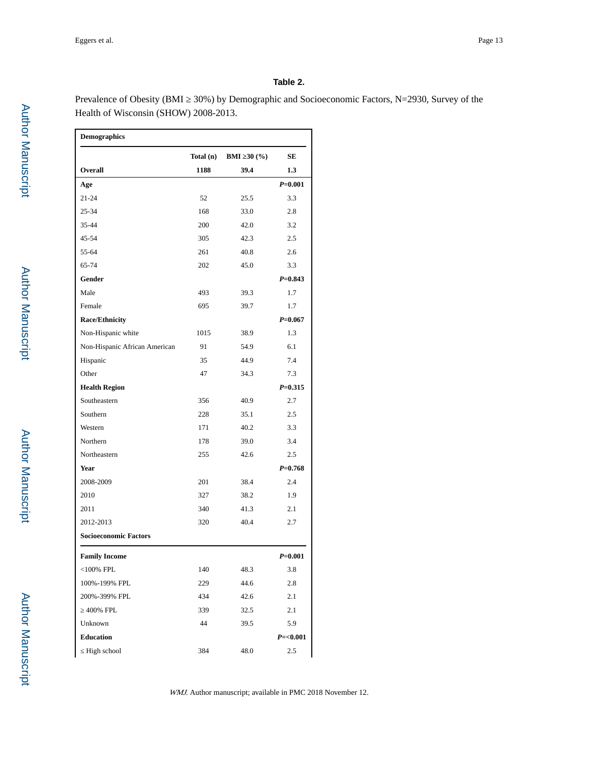**Table 2.**

Prevalence of Obesity (BMI ≥ 30%) by Demographic and Socioeconomic Factors, N=2930, Survey of the Health of Wisconsin (SHOW) 2008-2013.

| **Demographics** | | | |
|---|---|---|---|
| | **Total (n)** | **BMI ≥30 (%)** | **SE** |
| **Overall** | **1188** | **39.4** | **1.3** |
| **Age** | | | ***P*=0.001** |
| 21-24 | 52 | 25.5 | 3.3 |
| 25-34 | 168 | 33.0 | 2.8 |
| 35-44 | 200 | 42.0 | 3.2 |
| 45-54 | 305 | 42.3 | 2.5 |
| 55-64 | 261 | 40.8 | 2.6 |
| 65-74 | 202 | 45.0 | 3.3 |
| **Gender** | | | ***P*=0.843** |
| Male | 493 | 39.3 | 1.7 |
| Female | 695 | 39.7 | 1.7 |
| **Race/Ethnicity** | | | ***P*=0.067** |
| Non-Hispanic white | 1015 | 38.9 | 1.3 |
| Non-Hispanic African American | 91 | 54.9 | 6.1 |
| Hispanic | 35 | 44.9 | 7.4 |
| Other | 47 | 34.3 | 7.3 |
| **Health Region** | | | ***P*=0.315** |
| Southeastern | 356 | 40.9 | 2.7 |
| Southern | 228 | 35.1 | 2.5 |
| Western | 171 | 40.2 | 3.3 |
| Northern | 178 | 39.0 | 3.4 |
| Northeastern | 255 | 42.6 | 2.5 |
| **Year** | | | ***P*=0.768** |
| 2008-2009 | 201 | 38.4 | 2.4 |
| 2010 | 327 | 38.2 | 1.9 |
| 2011 | 340 | 41.3 | 2.1 |
| 2012-2013 | 320 | 40.4 | 2.7 |
| **Socioeconomic Factors** | | | |
| **Family Income** | | | ***P*=0.001** |
| <100% FPL | 140 | 48.3 | 3.8 |
| 100%-199% FPL | 229 | 44.6 | 2.8 |
| 200%-399% FPL | 434 | 42.6 | 2.1 |
| ≥ 400% FPL | 339 | 32.5 | 2.1 |
| Unknown | 44 | 39.5 | 5.9 |
| **Education** | | | ***P*=<0.001** |
| ≤ High school | 384 | 48.0 | 2.5 |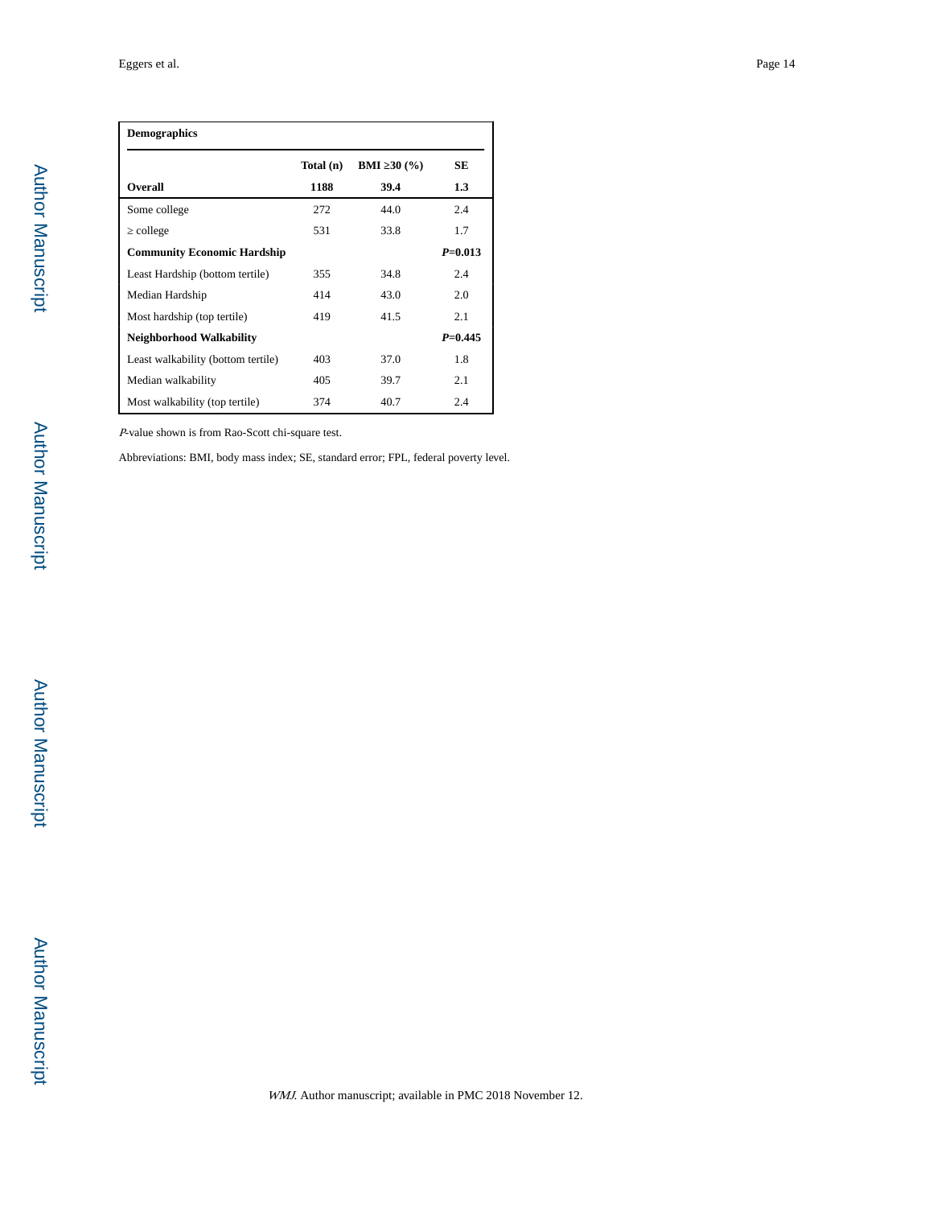| Demographics | | | |
|---|---|---|---|
| | **Total (n)** | **BMI ≥30 (%)** | **SE** |
| **Overall** | **1188** | **39.4** | **1.3** |
| Some college | 272 | 44.0 | 2.4 |
| ≥ college | 531 | 33.8 | 1.7 |
| **Community Economic Hardship** | | | ***P*=0.013** |
| Least Hardship (bottom tertile) | 355 | 34.8 | 2.4 |
| Median Hardship | 414 | 43.0 | 2.0 |
| Most hardship (top tertile) | 419 | 41.5 | 2.1 |
| **Neighborhood Walkability** | | | ***P*=0.445** |
| Least walkability (bottom tertile) | 403 | 37.0 | 1.8 |
| Median walkability | 405 | 39.7 | 2.1 |
| Most walkability (top tertile) | 374 | 40.7 | 2.4 |

*P*-value shown is from Rao-Scott chi-square test.

Abbreviations: BMI, body mass index; SE, standard error; FPL, federal poverty level.